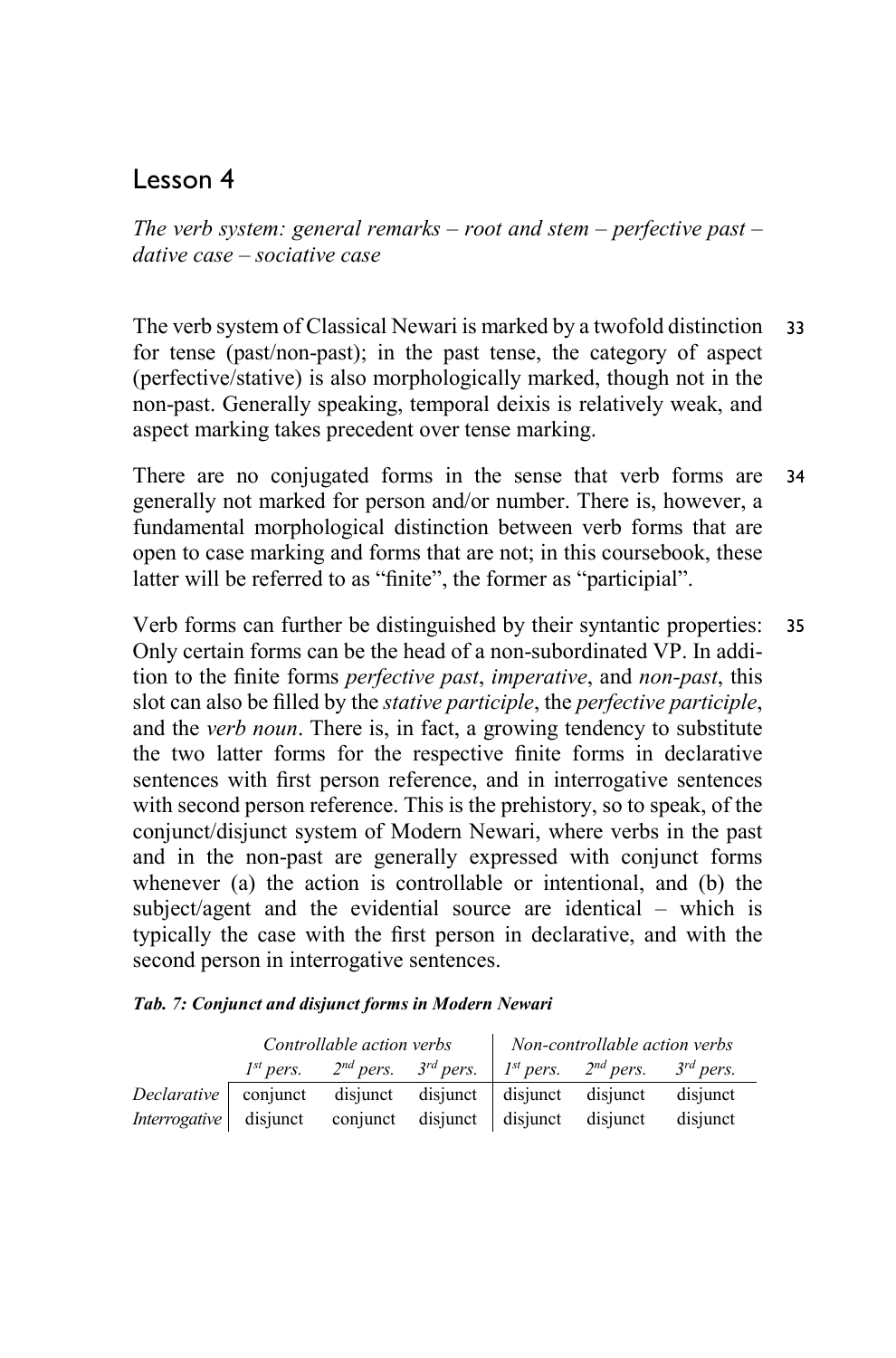# Lesson 4

*The verb system: general remarks – root and stem – perfective past – dative case – sociative case*

33 The verb system of Classical Newari is marked by a twofold distinction for tense (past/non-past); in the past tense, the category of aspect (perfective/stative) is also morphologically marked, though not in the non-past. Generally speaking, temporal deixis is relatively weak, and aspect marking takes precedent over tense marking.

34 There are no conjugated forms in the sense that verb forms are generally not marked for person and/or number. There is, however, a fundamental morphological distinction between verb forms that are open to case marking and forms that are not; in this coursebook, these latter will be referred to as "finite", the former as "participial".

35 Verb forms can further be distinguished by their syntantic properties: Only certain forms can be the head of a non-subordinated VP. In addition to the finite forms *perfective past*, *imperative*, and *non-past*, this slot can also be filled by the *stative participle*, the *perfective participle*, and the *verb noun*. There is, in fact, a growing tendency to substitute the two latter forms for the respective finite forms in declarative sentences with first person reference, and in interrogative sentences with second person reference. This is the prehistory, so to speak, of the conjunct/disjunct system of Modern Newari, where verbs in the past and in the non-past are generally expressed with conjunct forms whenever (a) the action is controllable or intentional, and (b) the subject/agent and the evidential source are identical – which is typically the case with the first person in declarative, and with the second person in interrogative sentences.

***Tab. 7: Conjunct and disjunct forms in Modern Newari***

| | *Controllable action verbs* | | | *Non-controllable action verbs* | | |
|---|---|---|---|---|---|---|
| | *1st pers.* | *2nd pers.* | *3rd pers.* | *1st pers.* | *2nd pers.* | *3rd pers.* |
| *Declarative* | conjunct | disjunct | disjunct | disjunct | disjunct | disjunct |
| *Interrogative* | disjunct | conjunct | disjunct | disjunct | disjunct | disjunct |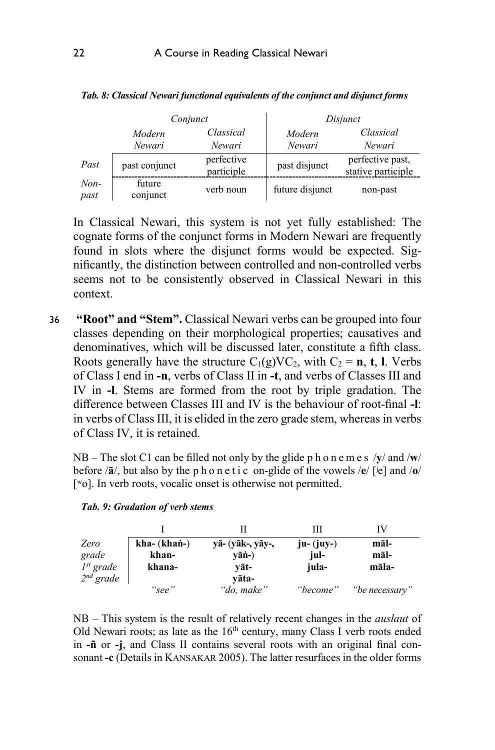*Tab. 8: Classical Newari functional equivalents of the conjunct and disjunct forms*

| | *Conjunct* | | *Disjunct* | |
|---|---|---|---|---|
| | *Modern Newari* | *Classical Newari* | *Modern Newari* | *Classical Newari* |
| *Past* | past conjunct | perfective participle | past disjunct | perfective past, stative participle |
| *Non-past* | future conjunct | verb noun | future disjunct | non-past |

In Classical Newari, this system is not yet fully established: The cognate forms of the conjunct forms in Modern Newari are frequently found in slots where the disjunct forms would be expected. Significantly, the distinction between controlled and non-controlled verbs seems not to be consistently observed in Classical Newari in this context.

36 **"Root" and "Stem".** Classical Newari verbs can be grouped into four classes depending on their morphological properties; causatives and denominatives, which will be discussed later, constitute a fifth class. Roots generally have the structure $C_1(g)VC_2$, with $C_2$ = **n**, **t**, **l**. Verbs of Class I end in **-n**, verbs of Class II in **-t**, and verbs of Classes III and IV in **-l**. Stems are formed from the root by triple gradation. The difference between Classes III and IV is the behaviour of root-final **-l**: in verbs of Class III, it is elided in the zero grade stem, whereas in verbs of Class IV, it is retained.

NB – The slot C1 can be filled not only by the glide phonemes /**y**/ and /**w**/ before /**ā**/, but also by the phonetic on-glide of the vowels /**e**/ [ʲe] and /**o**/ [ʷo]. In verb roots, vocalic onset is otherwise not permitted.

*Tab. 9: Gradation of verb stems*

| | I | II | III | IV |
|---|---|---|---|---|
| *Zero grade* | **kha- (khaṅ-)** | **yā- (yāk-, yāy-, yāṅ-)** | **ju- (juy-)** | **māl-** |
| *1st grade* | **khan-** | **yāt-** | **jul-** | **māl-** |
| *2nd grade* | **khana-** | **yāta-** | **jula-** | **māla-** |
| | *"see"* | *"do, make"* | *"become"* | *"be necessary"* |

NB – This system is the result of relatively recent changes in the *auslaut* of Old Newari roots; as late as the 16th century, many Class I verb roots ended in **-ñ** or **-j**, and Class II contains several roots with an original final consonant **-c** (Details in KANSAKAR 2005). The latter resurfaces in the older forms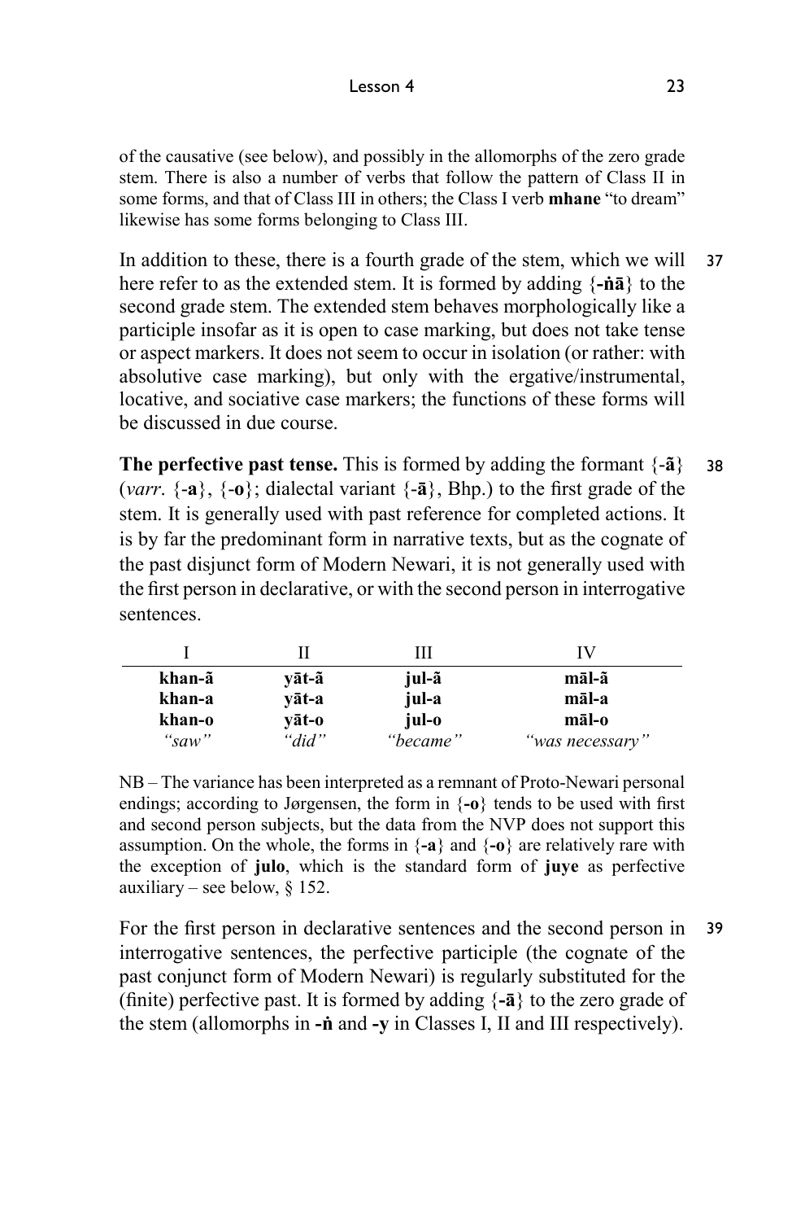of the causative (see below), and possibly in the allomorphs of the zero grade stem. There is also a number of verbs that follow the pattern of Class II in some forms, and that of Class III in others; the Class I verb **mhane** "to dream" likewise has some forms belonging to Class III.

37 In addition to these, there is a fourth grade of the stem, which we will here refer to as the extended stem. It is formed by adding {**-ṅā**} to the second grade stem. The extended stem behaves morphologically like a participle insofar as it is open to case marking, but does not take tense or aspect markers. It does not seem to occur in isolation (or rather: with absolutive case marking), but only with the ergative/instrumental, locative, and sociative case markers; the functions of these forms will be discussed in due course.

38 **The perfective past tense.** This is formed by adding the formant {**-ã**} (*varr*. {**-a**}, {**-o**}; dialectal variant {**-ā**}, Bhp.) to the first grade of the stem. It is generally used with past reference for completed actions. It is by far the predominant form in narrative texts, but as the cognate of the past disjunct form of Modern Newari, it is not generally used with the first person in declarative, or with the second person in interrogative sentences.

| I | II | III | IV |
|---|---|---|---|
| **khan-ã** | **yāt-ã** | **jul-ã** | **māl-ã** |
| **khan-a** | **yāt-a** | **jul-a** | **māl-a** |
| **khan-o** | **yāt-o** | **jul-o** | **māl-o** |
| *"saw"* | *"did"* | *"became"* | *"was necessary"* |

NB – The variance has been interpreted as a remnant of Proto-Newari personal endings; according to Jørgensen, the form in {**-o**} tends to be used with first and second person subjects, but the data from the NVP does not support this assumption. On the whole, the forms in {**-a**} and {**-o**} are relatively rare with the exception of **julo**, which is the standard form of **juye** as perfective auxiliary – see below, § 152.

39 For the first person in declarative sentences and the second person in interrogative sentences, the perfective participle (the cognate of the past conjunct form of Modern Newari) is regularly substituted for the (finite) perfective past. It is formed by adding {**-ā**} to the zero grade of the stem (allomorphs in **-ṅ** and **-y** in Classes I, II and III respectively).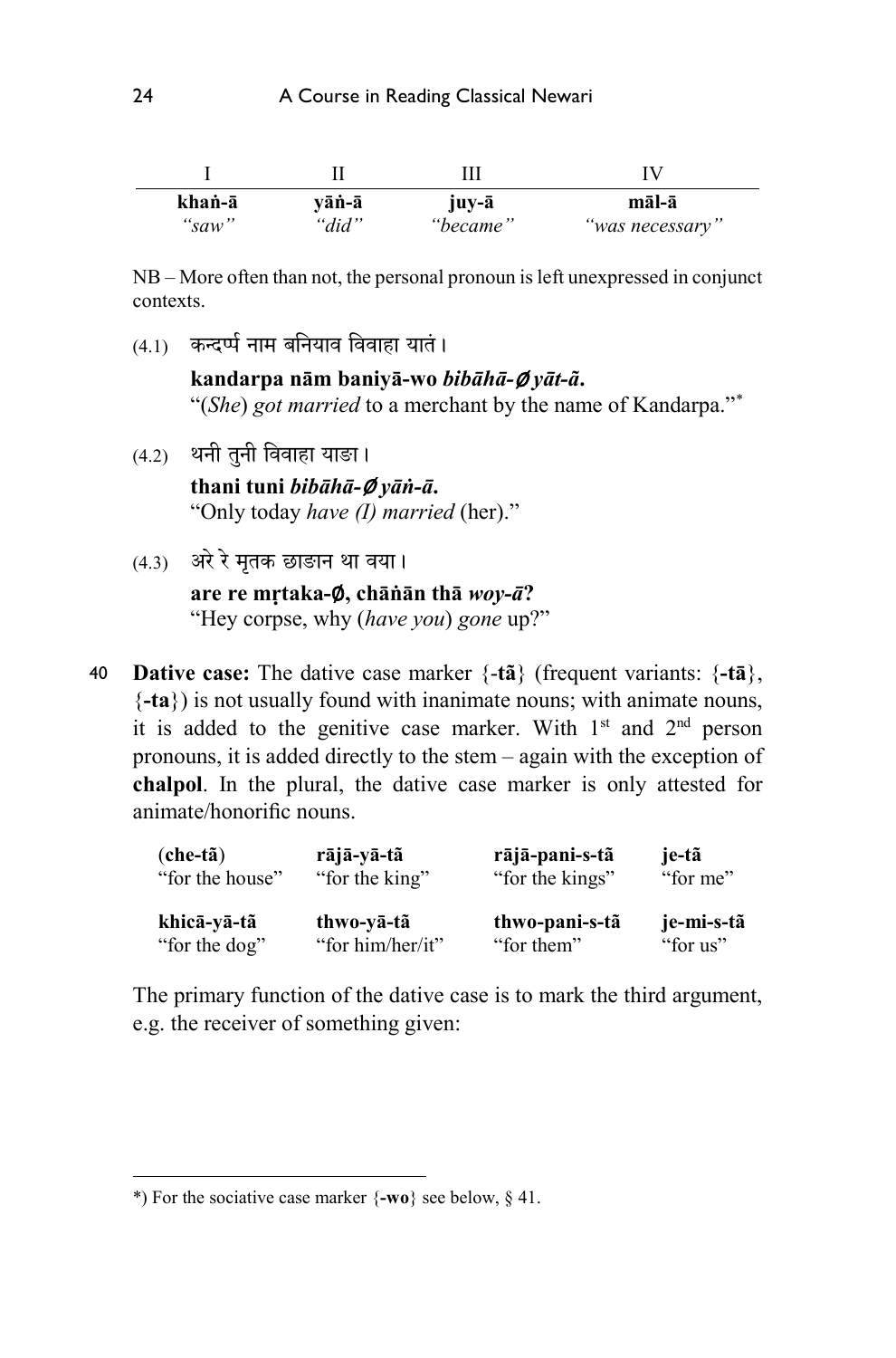| I | II | III | IV |
|---|---|---|---|
| **khaṅ-ā** | **yāṅ-ā** | **juy-ā** | **māl-ā** |
| *"saw"* | *"did"* | *"became"* | *"was necessary"* |

NB – More often than not, the personal pronoun is left unexpressed in conjunct contexts.

(4.1) कन्दर्प्प नाम बनियाव विवाहा यातं।

**kandarpa nām baniyā-wo *bibāhā-∅ yāt-ã*.**
"(*She*) *got married* to a merchant by the name of Kandarpa."*

(4.2) थनी तुनी विवाहा याङा।

**thani tuni *bibāhā-∅ yāṅ-ā*.**
"Only today *have (I) married* (her)."

(4.3) अरे रे मृतक छाङान था वया।

**are re mṛtaka-∅, chāṅān thā *woy-ā*?**
"Hey corpse, why (*have you*) *gone* up?"

40 **Dative case:** The dative case marker {-**tã**} (frequent variants: {-**tā**}, {-**ta**}) is not usually found with inanimate nouns; with animate nouns, it is added to the genitive case marker. With 1st and 2nd person pronouns, it is added directly to the stem – again with the exception of **chalpol**. In the plural, the dative case marker is only attested for animate/honorific nouns.

| | | | |
|---|---|---|---|
| (**che-tã**) | **rājā-yā-tã** | **rājā-pani-s-tã** | **je-tã** |
| "for the house" | "for the king" | "for the kings" | "for me" |
| **khicā-yā-tã** | **thwo-yā-tã** | **thwo-pani-s-tã** | **je-mi-s-tã** |
| "for the dog" | "for him/her/it" | "for them" | "for us" |

The primary function of the dative case is to mark the third argument, e.g. the receiver of something given:

*) For the sociative case marker {-**wo**} see below, § 41.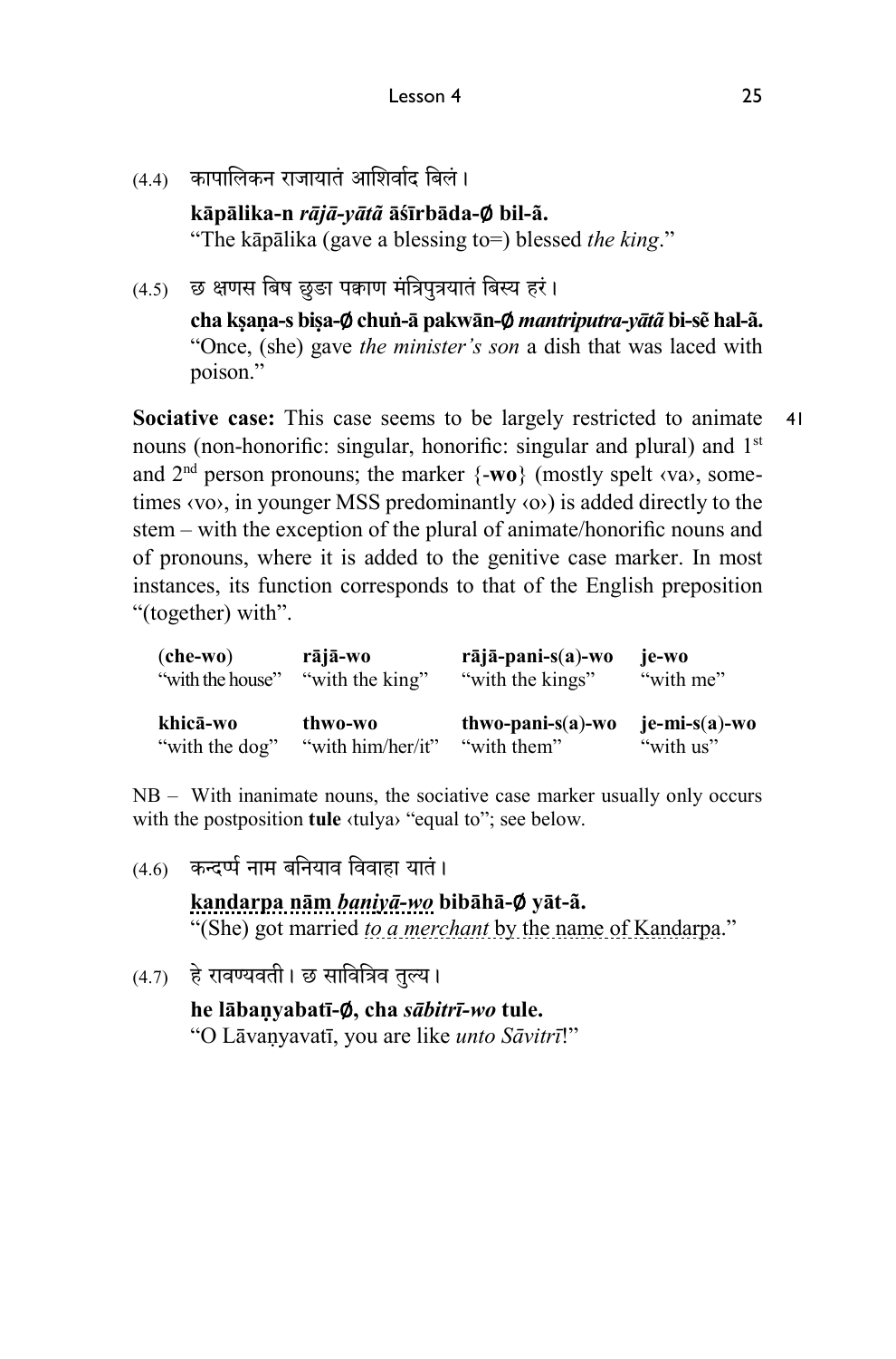(4.4) कापालिकन राजायातं आशिर्वाद बिलं।

**kāpālika-n *rājā-yātã* āśīrbāda-∅ bil-ã.**
"The kāpālika (gave a blessing to=) blessed *the king*."

(4.5) छ क्षणस बिष छुङा पक्वाण मंत्रिपुत्रयातं बिस्य हरं।

**cha kṣaṇa-s biṣa-∅ chuṅ-ā pakwān-∅ *mantriputra-yātã* bi-sẽ hal-ã.**
"Once, (she) gave *the minister's son* a dish that was laced with poison."

**Sociative case:** This case seems to be largely restricted to animate nouns (non-honorific: singular, honorific: singular and plural) and 1st and 2nd person pronouns; the marker {-**wo**} (mostly spelt ‹va›, sometimes ‹vo›, in younger MSS predominantly ‹o›) is added directly to the stem – with the exception of the plural of animate/honorific nouns and of pronouns, where it is added to the genitive case marker. In most instances, its function corresponds to that of the English preposition "(together) with".

| **(che-wo)** | **rājā-wo** | **rājā-pani-s(a)-wo** | **je-wo** |
|---|---|---|---|
| "with the house" | "with the king" | "with the kings" | "with me" |
| **khicā-wo** | **thwo-wo** | **thwo-pani-s(a)-wo** | **je-mi-s(a)-wo** |
| "with the dog" | "with him/her/it" | "with them" | "with us" |

NB – With inanimate nouns, the sociative case marker usually only occurs with the postposition **tule** ‹tulya› "equal to"; see below.

(4.6) कन्दर्प्प नाम बनियाव विवाहा यातं।

**kandarpa nām *baniyā-wo* bibāhā-∅ yāt-ã.**
"(She) got married *to a merchant* by the name of Kandarpa."

(4.7) हे रावण्यवती। छ सावित्रिव तुल्य।

**he lābaṇyabatī-∅, cha *sābitrī-wo* tule.**
"O Lāvaṇyavatī, you are like *unto Sāvitrī*!"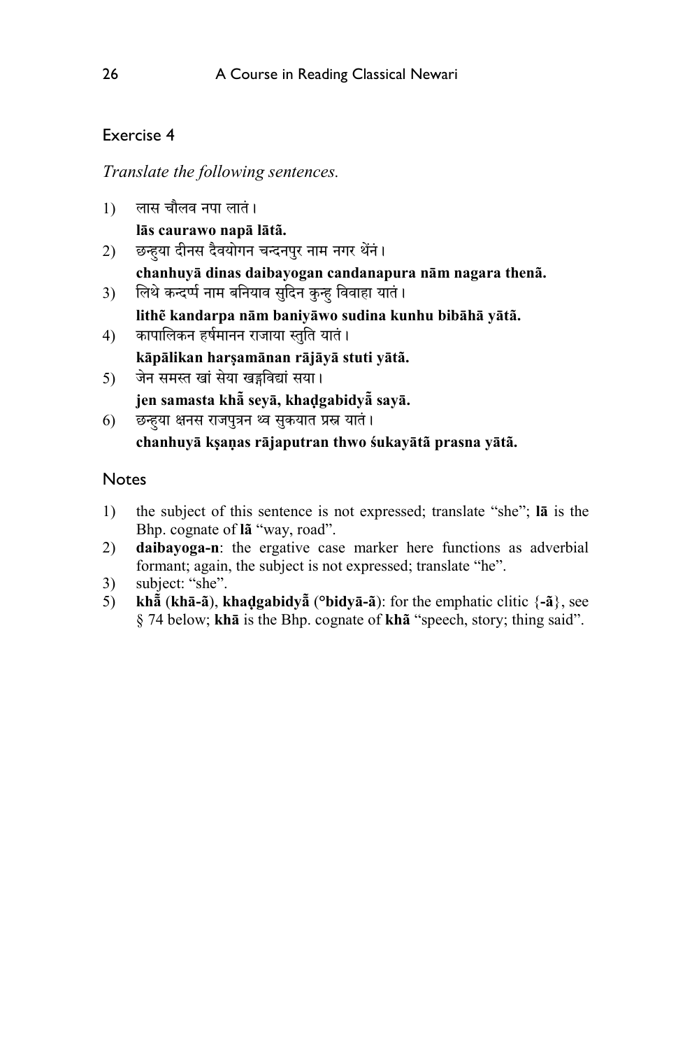## Exercise 4

*Translate the following sentences.*

1) लास चौलव नपा लातं।
   **lās caurawo napā lātã.**
2) छन्हुया दीनस दैवयोगन चन्दनपुर नाम नगर थेंनं।
   **chanhuyā dinas daibayogan candanapura nām nagara thenã.**
3) लिथे कन्दर्प्प नाम बनियाव सुदिन कुन्हु विवाहा यातं।
   **lithẽ kandarpa nām baniyāwo sudina kunhu bibāhā yātã.**
4) कापालिकन हर्षमानन राजाया स्तुति यातं।
   **kāpālikan harṣamānan rājāyā stuti yātã.**
5) जेन समस्त खां सेया खड्गविद्यां सया।
   **jen samasta khā̃ seyā, khaḍgabidyā̃ sayā.**
6) छन्हुया क्षनस राजपुत्रन थ्व सुकयात प्रस्न यातं।
   **chanhuyā kṣaṇas rājaputran thwo śukayātã prasna yātã.**

### Notes

1) the subject of this sentence is not expressed; translate "she"; **lā** is the Bhp. cognate of **lã** "way, road".
2) **daibayoga-n**: the ergative case marker here functions as adverbial formant; again, the subject is not expressed; translate "he".
3) subject: "she".
5) **khā̃** (**khā-ã**), **khaḍgabidyā̃** (°**bidyā-ã**): for the emphatic clitic {**-ã**}, see § 74 below; **khā** is the Bhp. cognate of **khã** "speech, story; thing said".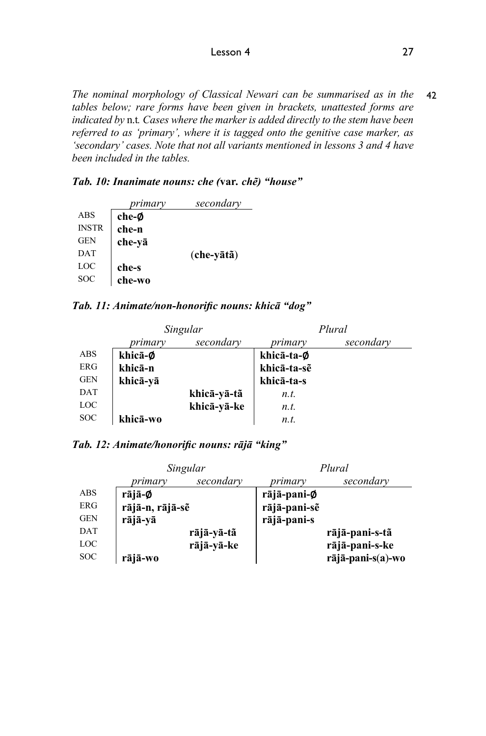42

*The nominal morphology of Classical Newari can be summarised as in the tables below; rare forms have been given in brackets, unattested forms are indicated by* n.t. *Cases where the marker is added directly to the stem have been referred to as 'primary', where it is tagged onto the genitive case marker, as 'secondary' cases. Note that not all variants mentioned in lessons 3 and 4 have been included in the tables.*

***Tab. 10: Inanimate nouns: che (*var. *chẽ) "house"***

| | *primary* | *secondary* |
|---|---|---|
| ABS | **che-∅** | |
| INSTR | **che-n** | |
| GEN | **che-yā** | |
| DAT | | (**che-yātā**) |
| LOC | **che-s** | |
| SOC | **che-wo** | |

***Tab. 11: Animate/non-honorific nouns: khicā "dog"***

| | *Singular* | | *Plural* | |
|---|---|---|---|---|
| | *primary* | *secondary* | *primary* | *secondary* |
| ABS | **khicā-∅** | | **khicā-ta-∅** | |
| ERG | **khicā-n** | | **khicā-ta-sẽ** | |
| GEN | **khicā-yā** | | **khicā-ta-s** | |
| DAT | | **khicā-yā-tā** | *n.t.* | |
| LOC | | **khicā-yā-ke** | *n.t.* | |
| SOC | **khicā-wo** | | *n.t.* | |

***Tab. 12: Animate/honorific nouns: rājā "king"***

| | *Singular* | | *Plural* | |
|---|---|---|---|---|
| | *primary* | *secondary* | *primary* | *secondary* |
| ABS | **rājā-∅** | | **rājā-pani-∅** | |
| ERG | **rājā-n, rājā-sẽ** | | **rājā-pani-sẽ** | |
| GEN | **rājā-yā** | | **rājā-pani-s** | |
| DAT | | **rājā-yā-tā** | | **rājā-pani-s-tā** |
| LOC | | **rājā-yā-ke** | | **rājā-pani-s-ke** |
| SOC | **rājā-wo** | | | **rājā-pani-s(a)-wo** |